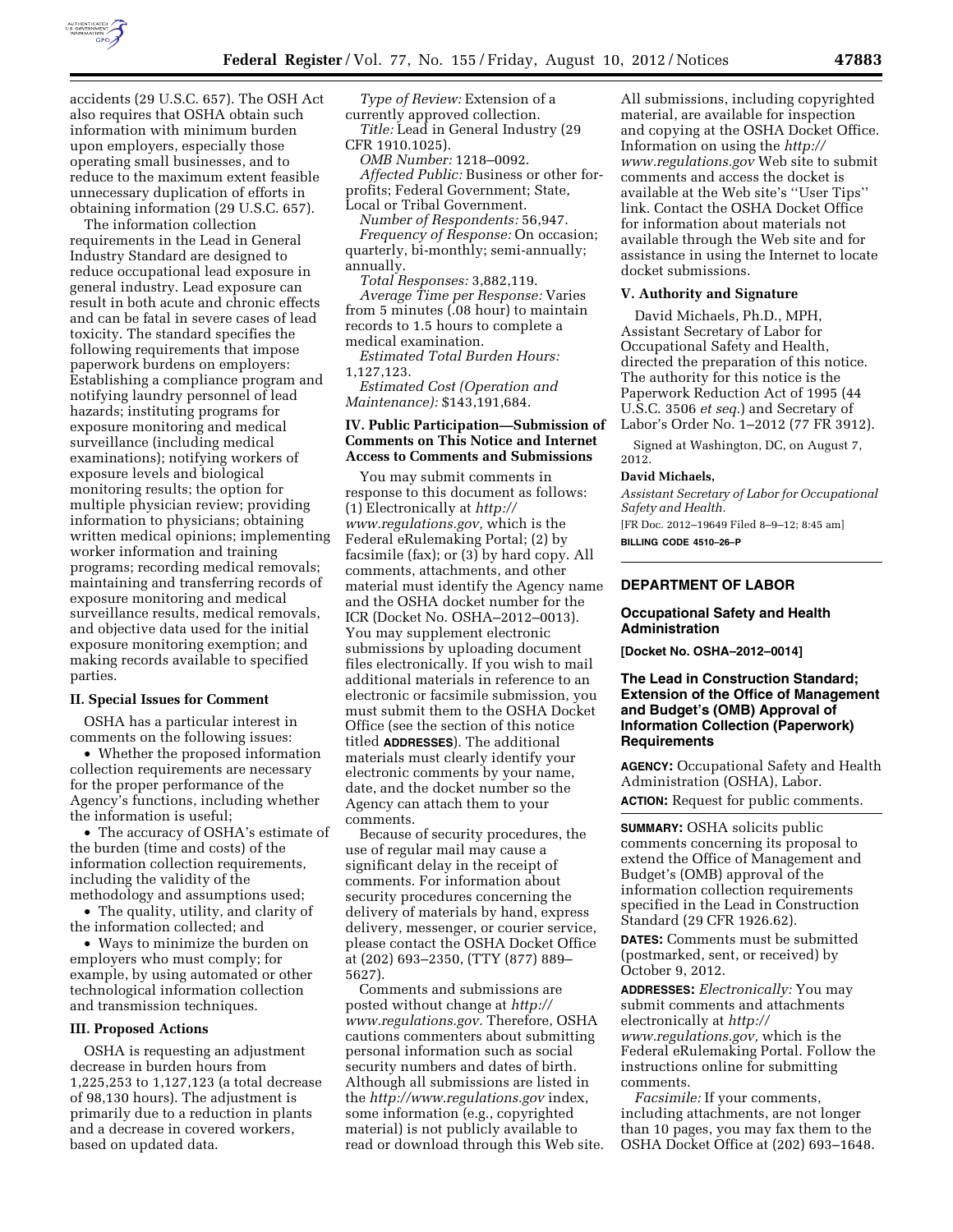accidents (29 U.S.C. 657). The OSH Act also requires that OSHA obtain such information with minimum burden upon employers, especially those operating small businesses, and to reduce to the maximum extent feasible unnecessary duplication of efforts in obtaining information (29 U.S.C. 657).

The information collection requirements in the Lead in General Industry Standard are designed to reduce occupational lead exposure in general industry. Lead exposure can result in both acute and chronic effects and can be fatal in severe cases of lead toxicity. The standard specifies the following requirements that impose paperwork burdens on employers: Establishing a compliance program and notifying laundry personnel of lead hazards; instituting programs for exposure monitoring and medical surveillance (including medical examinations); notifying workers of exposure levels and biological monitoring results; the option for multiple physician review; providing information to physicians; obtaining written medical opinions; implementing worker information and training programs; recording medical removals; maintaining and transferring records of exposure monitoring and medical surveillance results, medical removals, and objective data used for the initial exposure monitoring exemption; and making records available to specified parties.

## II. Special Issues for Comment

OSHA has a particular interest in comments on the following issues:

- Whether the proposed information collection requirements are necessary for the proper performance of the Agency's functions, including whether the information is useful;
- The accuracy of OSHA's estimate of the burden (time and costs) of the information collection requirements, including the validity of the methodology and assumptions used;
- The quality, utility, and clarity of the information collected; and
- Ways to minimize the burden on employers who must comply; for example, by using automated or other technological information collection and transmission techniques.

## III. Proposed Actions

OSHA is requesting an adjustment decrease in burden hours from 1,225,253 to 1,127,123 (a total decrease of 98,130 hours). The adjustment is primarily due to a reduction in plants and a decrease in covered workers, based on updated data.

*Type of Review:* Extension of a currently approved collection.

*Title:* Lead in General Industry (29 CFR 1910.1025).

*OMB Number:* 1218–0092.

*Affected Public:* Business or other for-profits; Federal Government; State, Local or Tribal Government.

*Number of Respondents:* 56,947.

*Frequency of Response:* On occasion; quarterly, bi-monthly; semi-annually; annually.

*Total Responses:* 3,882,119.

*Average Time per Response:* Varies from 5 minutes (.08 hour) to maintain records to 1.5 hours to complete a medical examination.

*Estimated Total Burden Hours:* 1,127,123.

*Estimated Cost (Operation and Maintenance):* $143,191,684.

## IV. Public Participation—Submission of Comments on This Notice and Internet Access to Comments and Submissions

You may submit comments in response to this document as follows: (1) Electronically at *http://www.regulations.gov,* which is the Federal eRulemaking Portal; (2) by facsimile (fax); or (3) by hard copy. All comments, attachments, and other material must identify the Agency name and the OSHA docket number for the ICR (Docket No. OSHA–2012–0013). You may supplement electronic submissions by uploading document files electronically. If you wish to mail additional materials in reference to an electronic or facsimile submission, you must submit them to the OSHA Docket Office (see the section of this notice titled **ADDRESSES**). The additional materials must clearly identify your electronic comments by your name, date, and the docket number so the Agency can attach them to your comments.

Because of security procedures, the use of regular mail may cause a significant delay in the receipt of comments. For information about security procedures concerning the delivery of materials by hand, express delivery, messenger, or courier service, please contact the OSHA Docket Office at (202) 693–2350, (TTY (877) 889–5627).

Comments and submissions are posted without change at *http://www.regulations.gov.* Therefore, OSHA cautions commenters about submitting personal information such as social security numbers and dates of birth. Although all submissions are listed in the *http://www.regulations.gov* index, some information (e.g., copyrighted material) is not publicly available to read or download through this Web site. All submissions, including copyrighted material, are available for inspection and copying at the OSHA Docket Office. Information on using the *http://www.regulations.gov* Web site to submit comments and access the docket is available at the Web site's ''User Tips'' link. Contact the OSHA Docket Office for information about materials not available through the Web site and for assistance in using the Internet to locate docket submissions.

## V. Authority and Signature

David Michaels, Ph.D., MPH, Assistant Secretary of Labor for Occupational Safety and Health, directed the preparation of this notice. The authority for this notice is the Paperwork Reduction Act of 1995 (44 U.S.C. 3506 *et seq.*) and Secretary of Labor's Order No. 1–2012 (77 FR 3912).

Signed at Washington, DC, on August 7, 2012.

**David Michaels,**

*Assistant Secretary of Labor for Occupational Safety and Health.*

[FR Doc. 2012–19649 Filed 8–9–12; 8:45 am]

**BILLING CODE 4510–26–P**

---

# DEPARTMENT OF LABOR

## Occupational Safety and Health Administration

**[Docket No. OSHA–2012–0014]**

## The Lead in Construction Standard; Extension of the Office of Management and Budget's (OMB) Approval of Information Collection (Paperwork) Requirements

**AGENCY:** Occupational Safety and Health Administration (OSHA), Labor.

**ACTION:** Request for public comments.

**SUMMARY:** OSHA solicits public comments concerning its proposal to extend the Office of Management and Budget's (OMB) approval of the information collection requirements specified in the Lead in Construction Standard (29 CFR 1926.62).

**DATES:** Comments must be submitted (postmarked, sent, or received) by October 9, 2012.

**ADDRESSES:** *Electronically:* You may submit comments and attachments electronically at *http://www.regulations.gov,* which is the Federal eRulemaking Portal. Follow the instructions online for submitting comments.

*Facsimile:* If your comments, including attachments, are not longer than 10 pages, you may fax them to the OSHA Docket Office at (202) 693–1648.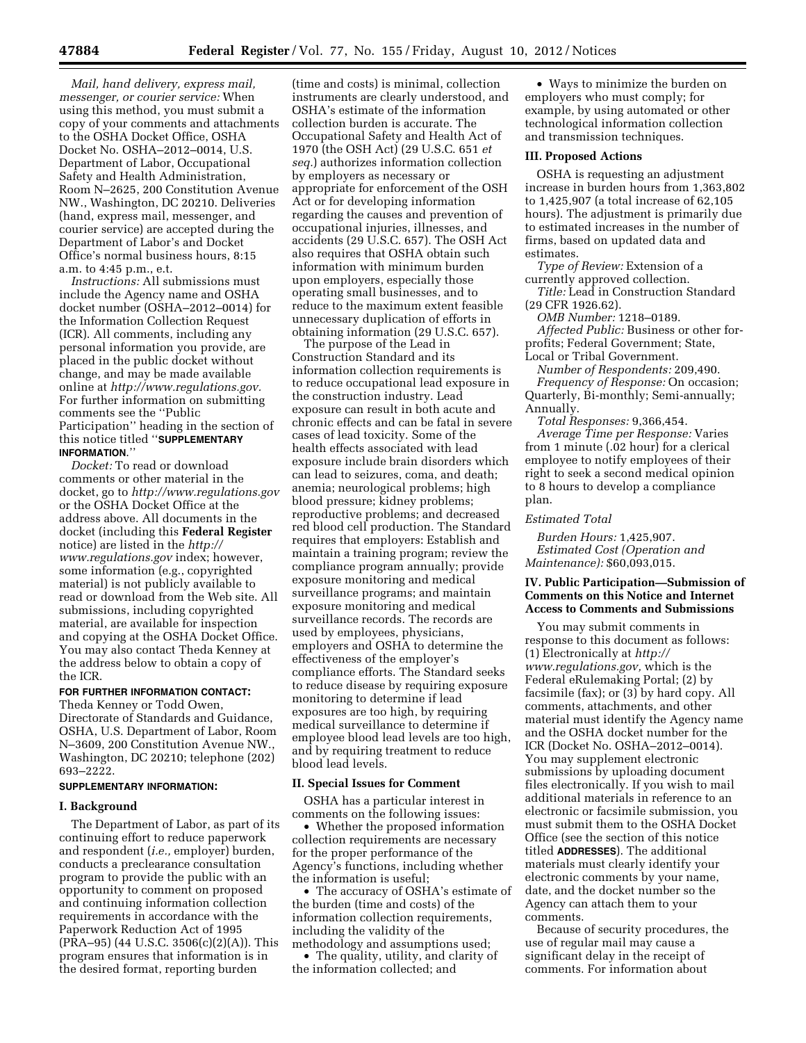*Mail, hand delivery, express mail, messenger, or courier service:* When using this method, you must submit a copy of your comments and attachments to the OSHA Docket Office, OSHA Docket No. OSHA–2012–0014, U.S. Department of Labor, Occupational Safety and Health Administration, Room N–2625, 200 Constitution Avenue NW., Washington, DC 20210. Deliveries (hand, express mail, messenger, and courier service) are accepted during the Department of Labor's and Docket Office's normal business hours, 8:15 a.m. to 4:45 p.m., e.t.

*Instructions:* All submissions must include the Agency name and OSHA docket number (OSHA–2012–0014) for the Information Collection Request (ICR). All comments, including any personal information you provide, are placed in the public docket without change, and may be made available online at *http://www.regulations.gov*. For further information on submitting comments see the "Public Participation" heading in the section of this notice titled "**SUPPLEMENTARY INFORMATION**."

*Docket:* To read or download comments or other material in the docket, go to *http://www.regulations.gov* or the OSHA Docket Office at the address above. All documents in the docket (including this **Federal Register** notice) are listed in the *http://www.regulations.gov* index; however, some information (e.g., copyrighted material) is not publicly available to read or download from the Web site. All submissions, including copyrighted material, are available for inspection and copying at the OSHA Docket Office. You may also contact Theda Kenney at the address below to obtain a copy of the ICR.

**FOR FURTHER INFORMATION CONTACT:** Theda Kenney or Todd Owen, Directorate of Standards and Guidance, OSHA, U.S. Department of Labor, Room N–3609, 200 Constitution Avenue NW., Washington, DC 20210; telephone (202) 693–2222.

**SUPPLEMENTARY INFORMATION:**

## I. Background

The Department of Labor, as part of its continuing effort to reduce paperwork and respondent (*i.e.,* employer) burden, conducts a preclearance consultation program to provide the public with an opportunity to comment on proposed and continuing information collection requirements in accordance with the Paperwork Reduction Act of 1995 (PRA–95) (44 U.S.C. 3506(c)(2)(A)). This program ensures that information is in the desired format, reporting burden (time and costs) is minimal, collection instruments are clearly understood, and OSHA's estimate of the information collection burden is accurate. The Occupational Safety and Health Act of 1970 (the OSH Act) (29 U.S.C. 651 *et seq.*) authorizes information collection by employers as necessary or appropriate for enforcement of the OSH Act or for developing information regarding the causes and prevention of occupational injuries, illnesses, and accidents (29 U.S.C. 657). The OSH Act also requires that OSHA obtain such information with minimum burden upon employers, especially those operating small businesses, and to reduce to the maximum extent feasible unnecessary duplication of efforts in obtaining information (29 U.S.C. 657).

The purpose of the Lead in Construction Standard and its information collection requirements is to reduce occupational lead exposure in the construction industry. Lead exposure can result in both acute and chronic effects and can be fatal in severe cases of lead toxicity. Some of the health effects associated with lead exposure include brain disorders which can lead to seizures, coma, and death; anemia; neurological problems; high blood pressure; kidney problems; reproductive problems; and decreased red blood cell production. The Standard requires that employers: Establish and maintain a training program; review the compliance program annually; provide exposure monitoring and medical surveillance programs; and maintain exposure monitoring and medical surveillance records. The records are used by employees, physicians, employers and OSHA to determine the effectiveness of the employer's compliance efforts. The Standard seeks to reduce disease by requiring exposure monitoring to determine if lead exposures are too high, by requiring medical surveillance to determine if employee blood lead levels are too high, and by requiring treatment to reduce blood lead levels.

## II. Special Issues for Comment

OSHA has a particular interest in comments on the following issues:

- Whether the proposed information collection requirements are necessary for the proper performance of the Agency's functions, including whether the information is useful;
- The accuracy of OSHA's estimate of the burden (time and costs) of the information collection requirements, including the validity of the methodology and assumptions used;
- The quality, utility, and clarity of the information collected; and
- Ways to minimize the burden on employers who must comply; for example, by using automated or other technological information collection and transmission techniques.

## III. Proposed Actions

OSHA is requesting an adjustment increase in burden hours from 1,363,802 to 1,425,907 (a total increase of 62,105 hours). The adjustment is primarily due to estimated increases in the number of firms, based on updated data and estimates.

*Type of Review:* Extension of a currently approved collection.

*Title:* Lead in Construction Standard (29 CFR 1926.62).

*OMB Number:* 1218–0189.

*Affected Public:* Business or other for-profits; Federal Government; State, Local or Tribal Government.

*Number of Respondents:* 209,490.

*Frequency of Response:* On occasion; Quarterly, Bi-monthly; Semi-annually; Annually.

*Total Responses:* 9,366,454.

*Average Time per Response:* Varies from 1 minute (.02 hour) for a clerical employee to notify employees of their right to seek a second medical opinion to 8 hours to develop a compliance plan.

*Estimated Total*

*Burden Hours:* 1,425,907.

*Estimated Cost (Operation and Maintenance):* $60,093,015.

## IV. Public Participation—Submission of Comments on this Notice and Internet Access to Comments and Submissions

You may submit comments in response to this document as follows: (1) Electronically at *http://www.regulations.gov,* which is the Federal eRulemaking Portal; (2) by facsimile (fax); or (3) by hard copy. All comments, attachments, and other material must identify the Agency name and the OSHA docket number for the ICR (Docket No. OSHA–2012–0014). You may supplement electronic submissions by uploading document files electronically. If you wish to mail additional materials in reference to an electronic or facsimile submission, you must submit them to the OSHA Docket Office (see the section of this notice titled **ADDRESSES**). The additional materials must clearly identify your electronic comments by your name, date, and the docket number so the Agency can attach them to your comments.

Because of security procedures, the use of regular mail may cause a significant delay in the receipt of comments. For information about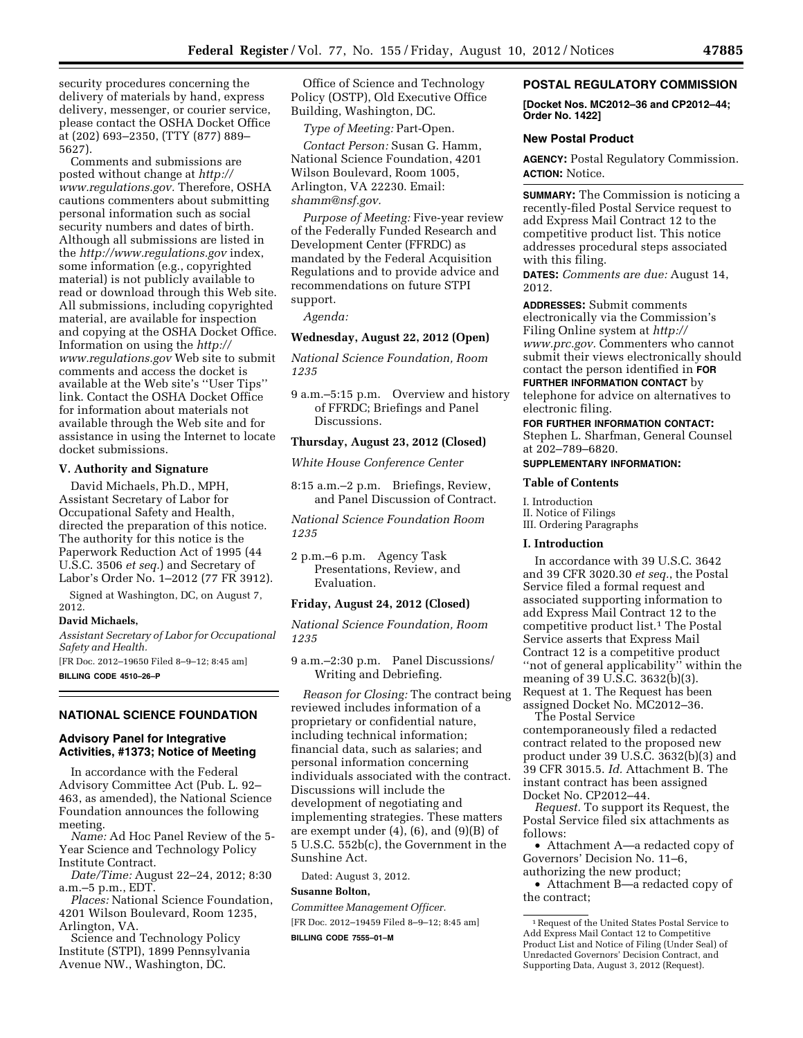security procedures concerning the delivery of materials by hand, express delivery, messenger, or courier service, please contact the OSHA Docket Office at (202) 693–2350, (TTY (877) 889–5627).

Comments and submissions are posted without change at *http://www.regulations.gov.* Therefore, OSHA cautions commenters about submitting personal information such as social security numbers and dates of birth. Although all submissions are listed in the *http://www.regulations.gov* index, some information (e.g., copyrighted material) is not publicly available to read or download through this Web site. All submissions, including copyrighted material, are available for inspection and copying at the OSHA Docket Office. Information on using the *http://www.regulations.gov* Web site to submit comments and access the docket is available at the Web site's ''User Tips'' link. Contact the OSHA Docket Office for information about materials not available through the Web site and for assistance in using the Internet to locate docket submissions.

### V. Authority and Signature

David Michaels, Ph.D., MPH, Assistant Secretary of Labor for Occupational Safety and Health, directed the preparation of this notice. The authority for this notice is the Paperwork Reduction Act of 1995 (44 U.S.C. 3506 *et seq.*) and Secretary of Labor's Order No. 1–2012 (77 FR 3912).

Signed at Washington, DC, on August 7, 2012.

**David Michaels,**

*Assistant Secretary of Labor for Occupational Safety and Health.*

[FR Doc. 2012–19650 Filed 8–9–12; 8:45 am]

**BILLING CODE 4510–26–P**

## NATIONAL SCIENCE FOUNDATION

### Advisory Panel for Integrative Activities, #1373; Notice of Meeting

In accordance with the Federal Advisory Committee Act (Pub. L. 92–463, as amended), the National Science Foundation announces the following meeting.

*Name:* Ad Hoc Panel Review of the 5-Year Science and Technology Policy Institute Contract.

*Date/Time:* August 22–24, 2012; 8:30 a.m.–5 p.m., EDT.

*Places:* National Science Foundation, 4201 Wilson Boulevard, Room 1235, Arlington, VA.

Science and Technology Policy Institute (STPI), 1899 Pennsylvania Avenue NW., Washington, DC.

Office of Science and Technology Policy (OSTP), Old Executive Office Building, Washington, DC.

*Type of Meeting:* Part-Open.

*Contact Person:* Susan G. Hamm, National Science Foundation, 4201 Wilson Boulevard, Room 1005, Arlington, VA 22230. Email: *shamm@nsf.gov.*

*Purpose of Meeting:* Five-year review of the Federally Funded Research and Development Center (FFRDC) as mandated by the Federal Acquisition Regulations and to provide advice and recommendations on future STPI support.

*Agenda:*

**Wednesday, August 22, 2012 (Open)**

*National Science Foundation, Room 1235*

9 a.m.–5:15 p.m. Overview and history of FFRDC; Briefings and Panel Discussions.

**Thursday, August 23, 2012 (Closed)**

*White House Conference Center*

8:15 a.m.–2 p.m. Briefings, Review, and Panel Discussion of Contract.

*National Science Foundation Room 1235*

2 p.m.–6 p.m. Agency Task Presentations, Review, and Evaluation.

**Friday, August 24, 2012 (Closed)**

*National Science Foundation, Room 1235*

9 a.m.–2:30 p.m. Panel Discussions/Writing and Debriefing.

*Reason for Closing:* The contract being reviewed includes information of a proprietary or confidential nature, including technical information; financial data, such as salaries; and personal information concerning individuals associated with the contract. Discussions will include the development of negotiating and implementing strategies. These matters are exempt under (4), (6), and (9)(B) of 5 U.S.C. 552b(c), the Government in the Sunshine Act.

Dated: August 3, 2012.

**Susanne Bolton,**

*Committee Management Officer.*

[FR Doc. 2012–19459 Filed 8–9–12; 8:45 am]

**BILLING CODE 7555–01–M**

## POSTAL REGULATORY COMMISSION

**[Docket Nos. MC2012–36 and CP2012–44; Order No. 1422]**

### New Postal Product

**AGENCY:** Postal Regulatory Commission.

**ACTION:** Notice.

**SUMMARY:** The Commission is noticing a recently-filed Postal Service request to add Express Mail Contract 12 to the competitive product list. This notice addresses procedural steps associated with this filing.

**DATES:** *Comments are due:* August 14, 2012.

**ADDRESSES:** Submit comments electronically via the Commission's Filing Online system at *http://www.prc.gov.* Commenters who cannot submit their views electronically should contact the person identified in **FOR FURTHER INFORMATION CONTACT** by telephone for advice on alternatives to electronic filing.

**FOR FURTHER INFORMATION CONTACT:** Stephen L. Sharfman, General Counsel at 202–789–6820.

**SUPPLEMENTARY INFORMATION:**

**Table of Contents**

I. Introduction
II. Notice of Filings
III. Ordering Paragraphs

### I. Introduction

In accordance with 39 U.S.C. 3642 and 39 CFR 3020.30 *et seq.*, the Postal Service filed a formal request and associated supporting information to add Express Mail Contract 12 to the competitive product list.[1] The Postal Service asserts that Express Mail Contract 12 is a competitive product ''not of general applicability'' within the meaning of 39 U.S.C. 3632(b)(3). Request at 1. The Request has been assigned Docket No. MC2012–36.

The Postal Service contemporaneously filed a redacted contract related to the proposed new product under 39 U.S.C. 3632(b)(3) and 39 CFR 3015.5. *Id.* Attachment B. The instant contract has been assigned Docket No. CP2012–44.

*Request.* To support its Request, the Postal Service filed six attachments as follows:

- Attachment A—a redacted copy of Governors' Decision No. 11–6, authorizing the new product;
- Attachment B—a redacted copy of the contract;

[1] Request of the United States Postal Service to Add Express Mail Contact 12 to Competitive Product List and Notice of Filing (Under Seal) of Unredacted Governors' Decision Contract, and Supporting Data, August 3, 2012 (Request).